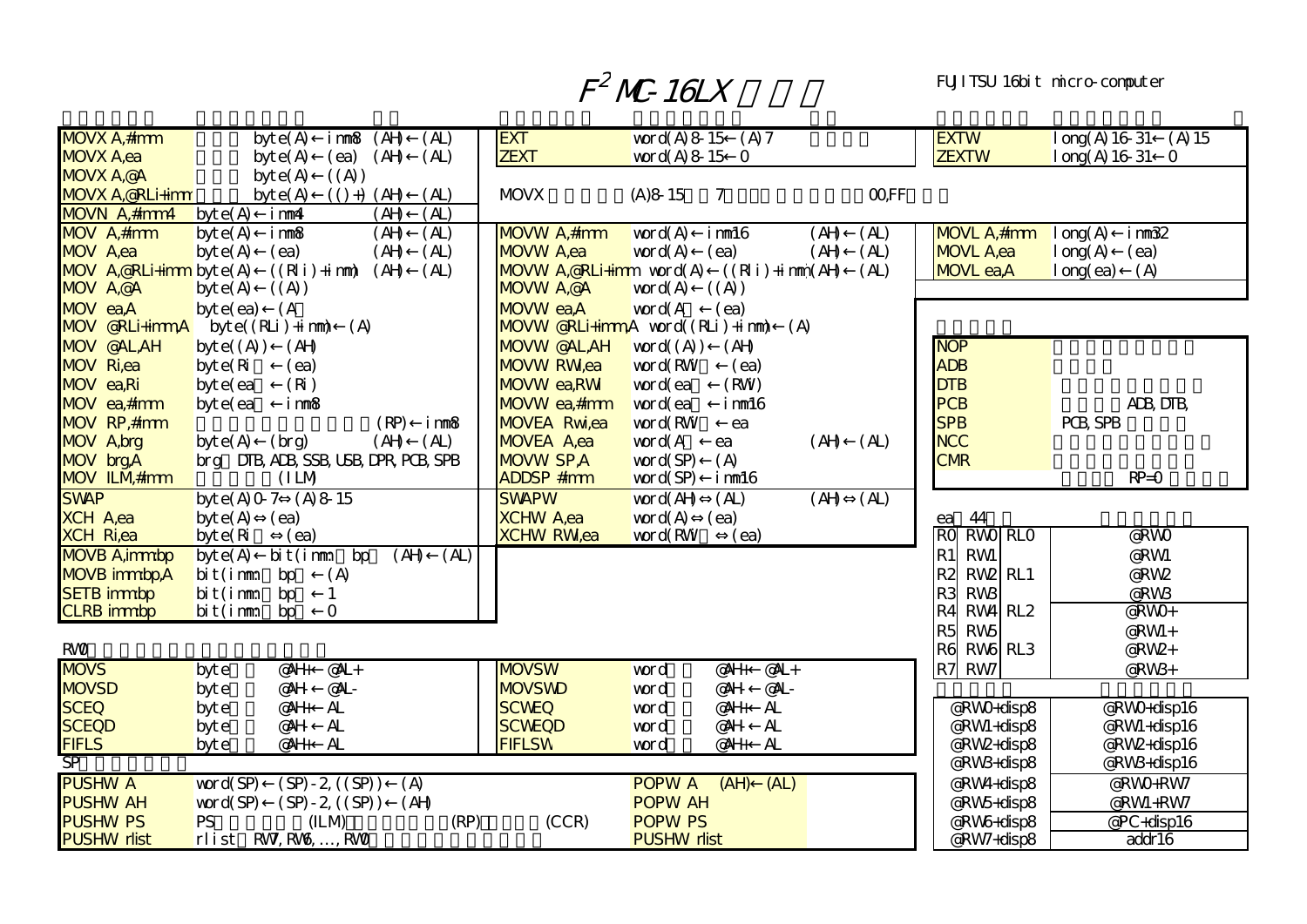# $F^2$ MC-16LX

FUJITSU 16bit micro-computer

| | | |
|---|---|---|
| MOVX A,#imm | byte(A)←imm8 (AH)←(AL) | |
| MOVX A,ea | byte(A)←(ea) (AH)←(AL) | |
| MOVX A,@A | byte(A)←((A)) | |
| MOVX A,@RLi+imm | byte(A)←(()+) (AH)←(AL) | |
| MOVN A,#imm4 | byte(A)←imm4 | (AH)←(AL) |
| MOV A,#imm | byte(A)←imm8 | (AH)←(AL) |
| MOV A,ea | byte(A)←(ea) | (AH)←(AL) |
| MOV A,@RLi+imm | byte(A)←((RLi)+imm) | (AH)←(AL) |
| MOV A,@A | byte(A)←((A)) | |
| MOV ea,A | byte(ea)←(A | |
| MOV @RLi+imm,A | byte((RLi)+imm)←(A) | |
| MOV @AL,AH | byte((A))←(AH) | |
| MOV Ri,ea | byte(Ri ←(ea) | |
| MOV ea,Ri | byte(ea ←(Ri) | |
| MOV ea,#imm | byte(ea ←imm8 | |
| MOV RP,#imm | | (RP)←imm8 |
| MOV A,brg | byte(A)←(brg) | (AH)←(AL) |
| MOV brg,A | brg DTB, ADB, SSB, USB, DPR, PCB, SPB | |
| MOV ILM,#imm | (ILM) | |
| SWAP | byte(A)0-7⇔(A)8-15 | |
| XCH A,ea | byte(A)⇔(ea) | |
| XCH Ri,ea | byte(Ri ⇔(ea) | |
| MOVB A,imm:bp | byte(A)←bit(imm bp (AH)←(AL) | |
| MOVB imm:bp,A | bit(imm bp ←(A) | |
| SETB imm:bp | bit(imm bp ←1 | |
| CLRB imm:bp | bit(imm bp ←0 | |

| | | |
|---|---|---|
| EXT | word(A)8-15←(A)7 | |
| ZEXT | word(A)8-15←0 | |
| MOVW A,#imm | word(A)←imm16 | (AH)←(AL) |
| MOVW A,ea | word(A)←(ea) | (AH)←(AL) |
| MOVW A,@RLi+imm | word(A)←((RLi)+imm) | (AH)←(AL) |
| MOVW A,@A | word(A)←((A)) | |
| MOVW ea,A | word(A ←(ea) | |
| MOVW @RLi+imm,A | word((RLi)+imm)←(A) | |
| MOVW @AL,AH | word((A))←(AH) | |
| MOVW RWi,ea | word(RWi ←(ea) | |
| MOVW ea,RWi | word(ea ←(RWi) | |
| MOVW ea,#imm | word(ea ←imm16 | |
| MOVEA RWi,ea | word(RWi ←ea | |
| MOVEA A,ea | word(A ←ea | (AH)←(AL) |
| MOVW SP,A | word(SP)←(A) | |
| ADDSP #imm | word(SP)←imm16 | |
| SWAPW | word(AH)⇔(AL) | (AH)⇔(AL) |
| XCHW A,ea | word(A)⇔(ea) | |
| XCHW RWi,ea | word(RWi ⇔(ea) | |

MOVX (A)8-15 7 00,FF

| | |
|---|---|
| EXTW | long(A)16-31←(A)15 |
| ZEXTW | long(A)16-31←0 |
| MOVL A,#imm | long(A)←imm32 |
| MOVL A,ea | long(A)←(ea) |
| MOVL ea,A | long(ea)←(A) |

| | |
|---|---|
| NOP | |
| ADB | |
| DTB | |
| PCB | ADB, DTB, |
| SPB | PCB, SPB |
| NCC | |
| CMR | |
| | RP=0 |

RW0

| | | | | | | |
|---|---|---|---|---|---|---|
| MOVS | byte | @AH+←@AL+ | MOVSW | word | @AH+←@AL+ |
| MOVSD | byte | @AH-←@AL- | MOVSWD | word | @AH-←@AL- |
| SCEQ | byte | @AH+←AL | SCWEQ | word | @AH+←AL |
| SCEQD | byte | @AH-←AL | SCWEQD | word | @AH-←AL |
| FIFLS | byte | @AH+←AL | FIFLSW | word | @AH+←AL |

SP

| | | | |
|---|---|---|---|
| PUSHW A | word(SP)←(SP)-2, ((SP))←(A) | POPW A | (AH)←(AL) |
| PUSHW AH | word(SP)←(SP)-2, ((SP))←(AH) | POPW AH | |
| PUSHW PS | PS (ILM) (RP) (CCR) | POPW PS | |
| PUSHW rlist | rlist RW7, RW6, ..., RW0 | PUSHW rlist | |

ea 44

| | | | |
|---|---|---|---|
| R0 | RW0 | RL0 | @RW0 |
| R1 | RW1 | | @RW1 |
| R2 | RW2 | RL1 | @RW2 |
| R3 | RW3 | | @RW3 |
| R4 | RW4 | RL2 | @RW0+ |
| R5 | RW5 | | @RW1+ |
| R6 | RW6 | RL3 | @RW2+ |
| R7 | RW7 | | @RW3+ |

| | |
|---|---|
| @RW0+disp8 | @RW0+disp16 |
| @RW1+disp8 | @RW1+disp16 |
| @RW2+disp8 | @RW2+disp16 |
| @RW3+disp8 | @RW3+disp16 |
| @RW4+disp8 | @RW0+RW7 |
| @RW5+disp8 | @RW1+RW7 |
| @RW6+disp8 | @PC+disp16 |
| @RW7+disp8 | addr16 |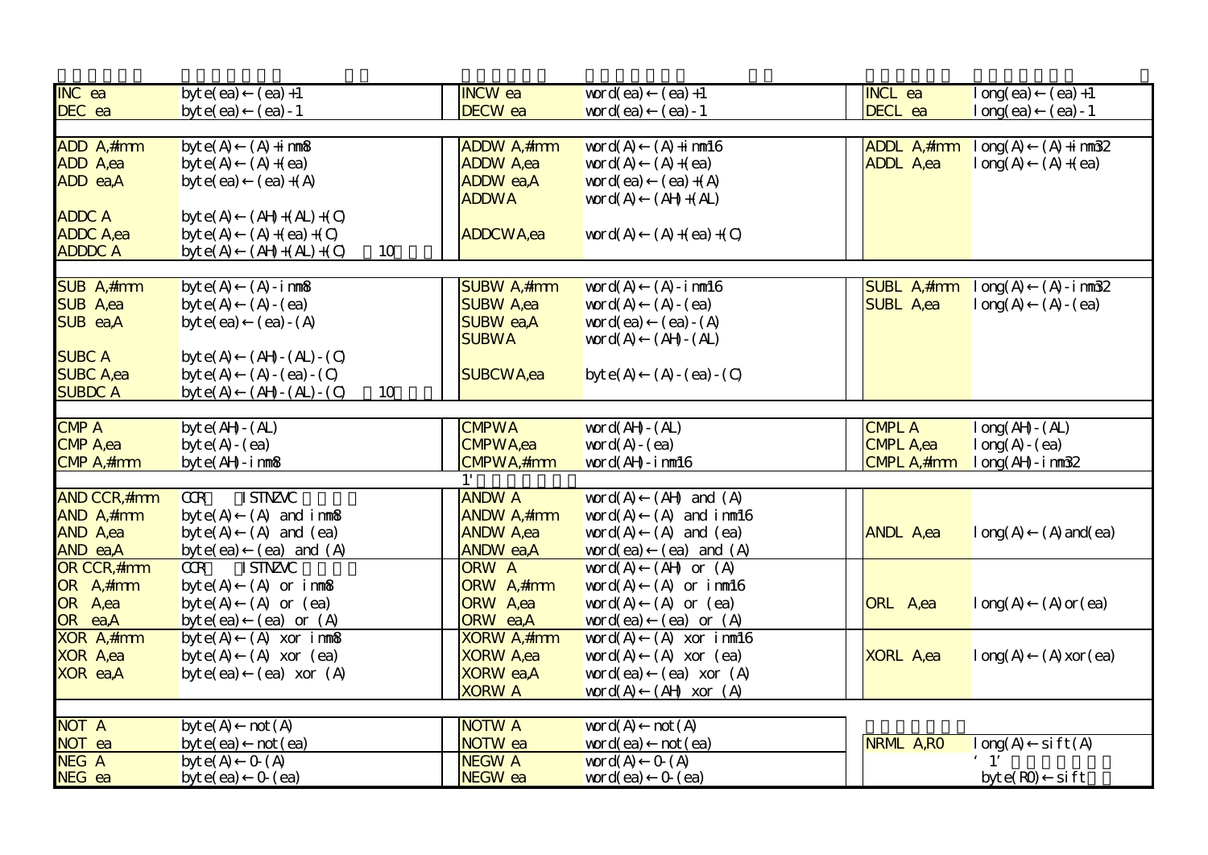| | | | | | | | |
|---|---|---|---|---|---|---|---|
| INC ea | byte(ea)←(ea)+1 | | INCW ea | word(ea)←(ea)+1 | | INCL ea | long(ea)←(ea)+1 |
| DEC ea | byte(ea)←(ea)-1 | | DECW ea | word(ea)←(ea)-1 | | DECL ea | long(ea)←(ea)-1 |
| | | | | | | | |
| ADD A,#imm | byte(A)←(A)+imm8 | | ADDW A,#imm | word(A)←(A)+imm16 | | ADDL A,#imm | long(A)←(A)+imm32 |
| ADD A,ea | byte(A)←(A)+(ea) | | ADDW A,ea | word(A)←(A)+(ea) | | ADDL A,ea | long(A)←(A)+(ea) |
| ADD ea,A | byte(ea)←(ea)+(A) | | ADDW ea,A | word(ea)←(ea)+(A) | | | |
| | | | ADDW A | word(A)←(AH)+(AL) | | | |
| ADDC A | byte(A)←(AH)+(AL)+(C) | | | | | | |
| ADDC A,ea | byte(A)←(A)+(ea)+(C) | | ADDCW A,ea | word(A)←(A)+(ea)+(C) | | | |
| ADDDC A | byte(A)←(AH)+(AL)+(C) 10 | | | | | | |
| | | | | | | | |
| SUB A,#imm | byte(A)←(A)-imm8 | | SUBW A,#imm | word(A)←(A)-imm16 | | SUBL A,#imm | long(A)←(A)-imm32 |
| SUB A,ea | byte(A)←(A)-(ea) | | SUBW A,ea | word(A)←(A)-(ea) | | SUBL A,ea | long(A)←(A)-(ea) |
| SUB ea,A | byte(ea)←(ea)-(A) | | SUBW ea,A | word(ea)←(ea)-(A) | | | |
| | | | SUBW A | word(A)←(AH)-(AL) | | | |
| SUBC A | byte(A)←(AH)-(AL)-(C) | | | | | | |
| SUBC A,ea | byte(A)←(A)-(ea)-(C) | | SUBCW A,ea | byte(A)←(A)-(ea)-(C) | | | |
| SUBDC A | byte(A)←(AH)-(AL)-(C) 10 | | | | | | |
| | | | | | | | |
| CMP A | byte(AH)-(AL) | | CMPW A | word(AH)-(AL) | | CMPL A | long(AH)-(AL) |
| CMP A,ea | byte(A)-(ea) | | CMPW A,ea | word(A)-(ea) | | CMPL A,ea | long(A)-(ea) |
| CMP A,#imm | byte(AH)-imm8 | | CMPW A,#imm | word(AH)-imm16 | | CMPL A,#imm | long(AH)-imm32 |
| | | | 1' | | | | |
| AND CCR,#imm | CCR ISTNZVC | | ANDW A | word(A)←(AH) and (A) | | | |
| AND A,#imm | byte(A)←(A) and imm8 | | ANDW A,#imm | word(A)←(A) and imm16 | | | |
| AND A,ea | byte(A)←(A) and (ea) | | ANDW A,ea | word(A)←(A) and (ea) | | ANDL A,ea | long(A)←(A)and(ea) |
| AND ea,A | byte(ea)←(ea) and (A) | | ANDW ea,A | word(ea)←(ea) and (A) | | | |
| OR CCR,#imm | CCR ISTNZVC | | ORW A | word(A)←(AH) or (A) | | | |
| OR A,#imm | byte(A)←(A) or imm8 | | ORW A,#imm | word(A)←(A) or imm16 | | | |
| OR A,ea | byte(A)←(A) or (ea) | | ORW A,ea | word(A)←(A) or (ea) | | ORL A,ea | long(A)←(A)or(ea) |
| OR ea,A | byte(ea)←(ea) or (A) | | ORW ea,A | word(ea)←(ea) or (A) | | | |
| XOR A,#imm | byte(A)←(A) xor imm8 | | XORW A,#imm | word(A)←(A) xor imm16 | | | |
| XOR A,ea | byte(A)←(A) xor (ea) | | XORW A,ea | word(A)←(A) xor (ea) | | XORL A,ea | long(A)←(A)xor(ea) |
| XOR ea,A | byte(ea)←(ea) xor (A) | | XORW ea,A | word(ea)←(ea) xor (A) | | | |
| | | | XORW A | word(A)←(AH) xor (A) | | | |
| | | | | | | | |
| NOT A | byte(A)←not(A) | | NOTW A | word(A)←not(A) | | | |
| NOT ea | byte(ea)←not(ea) | | NOTW ea | word(ea)←not(ea) | | NRML A,R0 | long(A)←sift(A) |
| NEG A | byte(A)←0-(A) | | NEGW A | word(A)←0-(A) | | | ' 1' |
| NEG ea | byte(ea)←0-(ea) | | NEGW ea | word(ea)←0-(ea) | | | byte(R0)←sift |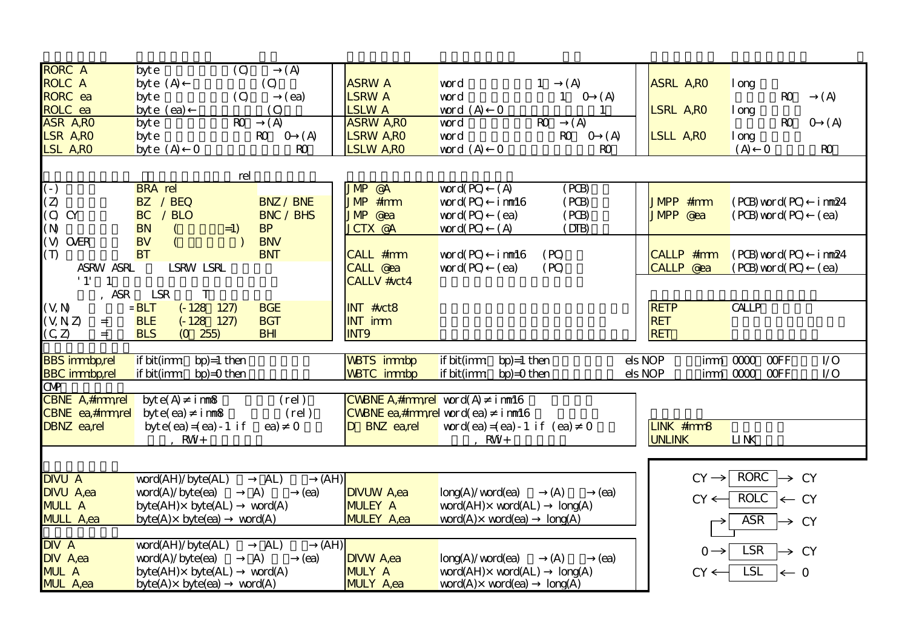| | | | |
|---|---|---|---|
| RORC A | byte (C) → (A) | | |
| ROLC A | byte (A) ← (C) | ASRW A | word 1 → (A) |
| RORC ea | byte (C) → (ea) | LSRW A | word 1 0 → (A) |
| ROLC ea | byte (ea) ← (C) | LSLW A | word (A) ← 0 1 |
| ASR A,R0 | byte R0 → (A) | ASRW A,R0 | word R0 → (A) |
| LSR A,R0 | byte R0 0 → (A) | LSRW A,R0 | word R0 0 → (A) |
| LSL A,R0 | byte (A) ← 0 R0 | LSLW A,R0 | word (A) ← 0 R0 |

| | |
|---|---|
| ASRL A,R0 | long R0 → (A) |
| LSRL A,R0 | long R0 0 → (A) |
| LSLL A,R0 | long (A) ← 0 R0 |

rel

| | | | |
|---|---|---|---|
| (-) | BRA rel | | |
| (Z) | BZ / BEQ | BNZ / BNE | |
| (C) CY | BC / BLO | BNC / BHS | |
| (N) | BN ( =1) | BP | |
| (V) OVER | BV ( ) | BNV | |
| (T) | BT | BNT | |

ASRW ASRL LSRW LSRL '1' 1 , ASR LSR T

| | | | |
|---|---|---|---|
| (V, N) = | BLT | (-128 127) | BGE |
| (V, N, Z) = | BLE | (-128 127) | BGT |
| (C, Z) = | BLS | (0 255) | BHI |

| | | | |
|---|---|---|---|
| JMP @A | word(PC) ← (A) (PCB) | | |
| JMP #imm | word(PC) ← imm16 (PCB) | JMPP #imm | (PCB) word(PC) ← imm24 |
| JMP @ea | word(PC) ← (ea) (PCB) | JMPP @ea | (PCB) word(PC) ← (ea) |
| JCTX @A | word(PC) ← (A) (DTB) | | |
| CALL #imm | word(PC) ← imm16 (PC) | CALLP #imm | (PCB) word(PC) ← imm24 |
| CALL @ea | word(PC) ← (ea) (PC) | CALLP @ea | (PCB) word(PC) ← (ea) |
| CALLV #vct4 | | | |
| INT #vct8 | | RETP | CALLP |
| INT imm | | RET | |
| INT9 | | RETI | |

| | | | |
|---|---|---|---|
| BBS imm:bp,rel | if bit(imm: bp)=1 then | WBTS imm:bp | if bit(imm: bp)=1 then els NOP imm 0000 00FF I/O |
| BBC imm:bp,rel | if bit(imm: bp)=0 then | WBTC imm:bp | if bit(imm: bp)=0 then els NOP imm 0000 00FF I/O |

CMP

| | | | |
|---|---|---|---|
| CBNE A,#imm,rel | byte(A) ≠ imm8 (rel) | CWBNE A,#imm,rel | word(A) ≠ imm16 |
| CBNE ea,#imm,rel | byte(ea) ≠ imm8 (rel) | CWBNE ea,#imm,rel | word(ea) ≠ imm16 |
| DBNZ ea,rel | byte(ea) = (ea) - 1 if ea) ≠ 0 , RW+ | DWBNZ ea,rel | word(ea) = (ea) - 1 if (ea) ≠ 0 , RW+ |

| | |
|---|---|
| LINK #imm8 | |
| UNLINK | LINK |

| | | | |
|---|---|---|---|
| DIVU A | word(AH) / byte(AL) → AL) → (AH) | | |
| DIVU A,ea | word(A) / byte(ea) → A) → (ea) | DIVUW A,ea | long(A) / word(ea) → (A) → (ea) |
| MULU A | byte(AH) × byte(AL) → word(A) | MULUW A | word(AH) × word(AL) → long(A) |
| MULU A,ea | byte(A) × byte(ea) → word(A) | MULUW A,ea | word(A) × word(ea) → long(A) |

| | | | |
|---|---|---|---|
| DIV A | word(AH) / byte(AL) → AL) → (AH) | | |
| DIV A,ea | word(A) / byte(ea) → A) → (ea) | DIVW A,ea | long(A) / word(ea) → (A) → (ea) |
| MUL A | byte(AH) × byte(AL) → word(A) | MULW A | word(AH) × word(AL) → long(A) |
| MUL A,ea | byte(A) × byte(ea) → word(A) | MULW A,ea | word(A) × word(ea) → long(A) |

CY → RORC → CY

CY ← ROLC ← CY

ASR → CY

0 → LSR → CY

CY ← LSL ← 0